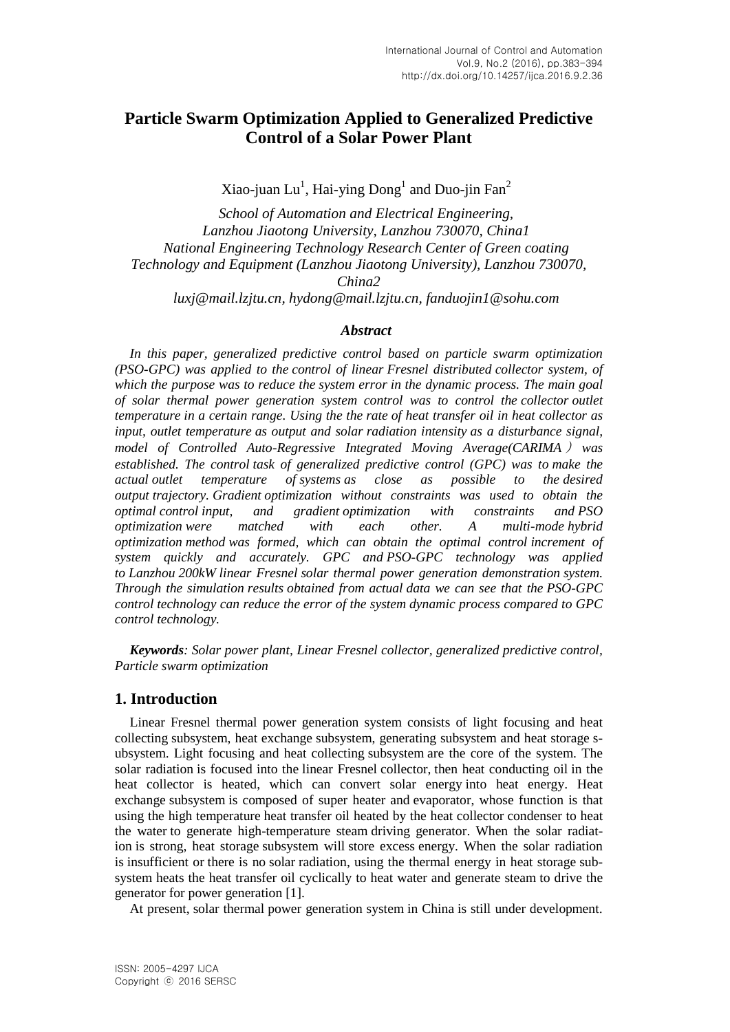# Particle Swarm Optimization Applied to Generalized Predictive Control of a Solar Power Plant

Xiao-juan Lu[1], Hai-ying Dong[1] and Duo-jin Fan[2]

*School of Automation and Electrical Engineering, Lanzhou Jiaotong University, Lanzhou 730070, China1*
*National Engineering Technology Research Center of Green coating Technology and Equipment (Lanzhou Jiaotong University), Lanzhou 730070, China2*
*luxj@mail.lzjtu.cn, hydong@mail.lzjtu.cn, fanduojin1@sohu.com*

### *Abstract*

*In this paper, generalized predictive control based on particle swarm optimization (PSO-GPC) was applied to the control of linear Fresnel distributed collector system, of which the purpose was to reduce the system error in the dynamic process. The main goal of solar thermal power generation system control was to control the collector outlet temperature in a certain range. Using the the rate of heat transfer oil in heat collector as input, outlet temperature as output and solar radiation intensity as a disturbance signal, model of Controlled Auto-Regressive Integrated Moving Average(CARIMA) was established. The control task of generalized predictive control (GPC) was to make the actual outlet temperature of systems as close as possible to the desired output trajectory. Gradient optimization without constraints was used to obtain the optimal control input, and gradient optimization with constraints and PSO optimization were matched with each other. A multi-mode hybrid optimization method was formed, which can obtain the optimal control increment of system quickly and accurately. GPC and PSO-GPC technology was applied to Lanzhou 200kW linear Fresnel solar thermal power generation demonstration system. Through the simulation results obtained from actual data we can see that the PSO-GPC control technology can reduce the error of the system dynamic process compared to GPC control technology.*

***Keywords**: Solar power plant, Linear Fresnel collector, generalized predictive control, Particle swarm optimization*

## 1. Introduction

Linear Fresnel thermal power generation system consists of light focusing and heat collecting subsystem, heat exchange subsystem, generating subsystem and heat storage subsystem. Light focusing and heat collecting subsystem are the core of the system. The solar radiation is focused into the linear Fresnel collector, then heat conducting oil in the heat collector is heated, which can convert solar energy into heat energy. Heat exchange subsystem is composed of super heater and evaporator, whose function is that using the high temperature heat transfer oil heated by the heat collector condenser to heat the water to generate high-temperature steam driving generator. When the solar radiation is strong, heat storage subsystem will store excess energy. When the solar radiation is insufficient or there is no solar radiation, using the thermal energy in heat storage subsystem heats the heat transfer oil cyclically to heat water and generate steam to drive the generator for power generation [1].

At present, solar thermal power generation system in China is still under development.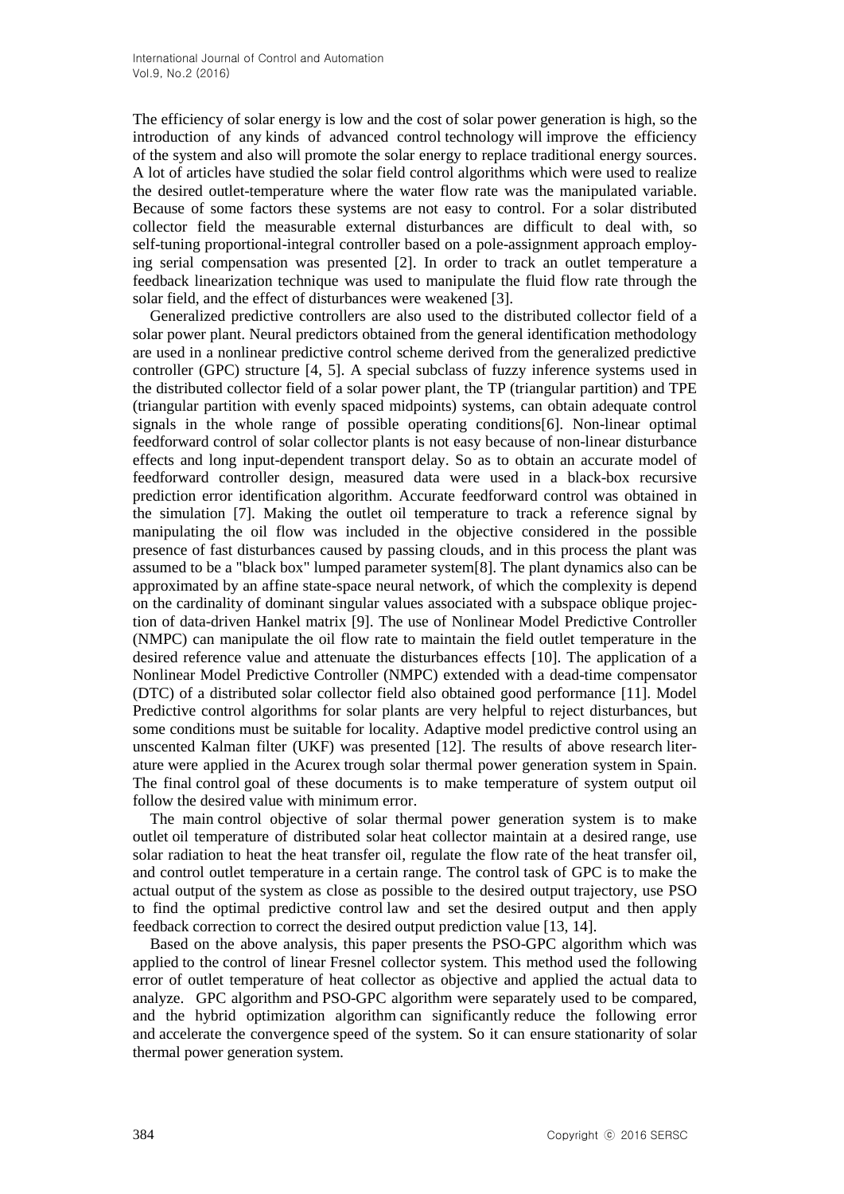The efficiency of solar energy is low and the cost of solar power generation is high, so the introduction of any kinds of advanced control technology will improve the efficiency of the system and also will promote the solar energy to replace traditional energy sources. A lot of articles have studied the solar field control algorithms which were used to realize the desired outlet-temperature where the water flow rate was the manipulated variable. Because of some factors these systems are not easy to control. For a solar distributed collector field the measurable external disturbances are difficult to deal with, so self-tuning proportional-integral controller based on a pole-assignment approach employing serial compensation was presented [2]. In order to track an outlet temperature a feedback linearization technique was used to manipulate the fluid flow rate through the solar field, and the effect of disturbances were weakened [3].

Generalized predictive controllers are also used to the distributed collector field of a solar power plant. Neural predictors obtained from the general identification methodology are used in a nonlinear predictive control scheme derived from the generalized predictive controller (GPC) structure [4, 5]. A special subclass of fuzzy inference systems used in the distributed collector field of a solar power plant, the TP (triangular partition) and TPE (triangular partition with evenly spaced midpoints) systems, can obtain adequate control signals in the whole range of possible operating conditions[6]. Non-linear optimal feedforward control of solar collector plants is not easy because of non-linear disturbance effects and long input-dependent transport delay. So as to obtain an accurate model of feedforward controller design, measured data were used in a black-box recursive prediction error identification algorithm. Accurate feedforward control was obtained in the simulation [7]. Making the outlet oil temperature to track a reference signal by manipulating the oil flow was included in the objective considered in the possible presence of fast disturbances caused by passing clouds, and in this process the plant was assumed to be a "black box" lumped parameter system[8]. The plant dynamics also can be approximated by an affine state-space neural network, of which the complexity is depend on the cardinality of dominant singular values associated with a subspace oblique projection of data-driven Hankel matrix [9]. The use of Nonlinear Model Predictive Controller (NMPC) can manipulate the oil flow rate to maintain the field outlet temperature in the desired reference value and attenuate the disturbances effects [10]. The application of a Nonlinear Model Predictive Controller (NMPC) extended with a dead-time compensator (DTC) of a distributed solar collector field also obtained good performance [11]. Model Predictive control algorithms for solar plants are very helpful to reject disturbances, but some conditions must be suitable for locality. Adaptive model predictive control using an unscented Kalman filter (UKF) was presented [12]. The results of above research literature were applied in the Acurex trough solar thermal power generation system in Spain. The final control goal of these documents is to make temperature of system output oil follow the desired value with minimum error.

The main control objective of solar thermal power generation system is to make outlet oil temperature of distributed solar heat collector maintain at a desired range, use solar radiation to heat the heat transfer oil, regulate the flow rate of the heat transfer oil, and control outlet temperature in a certain range. The control task of GPC is to make the actual output of the system as close as possible to the desired output trajectory, use PSO to find the optimal predictive control law and set the desired output and then apply feedback correction to correct the desired output prediction value [13, 14].

Based on the above analysis, this paper presents the PSO-GPC algorithm which was applied to the control of linear Fresnel collector system. This method used the following error of outlet temperature of heat collector as objective and applied the actual data to analyze. GPC algorithm and PSO-GPC algorithm were separately used to be compared, and the hybrid optimization algorithm can significantly reduce the following error and accelerate the convergence speed of the system. So it can ensure stationarity of solar thermal power generation system.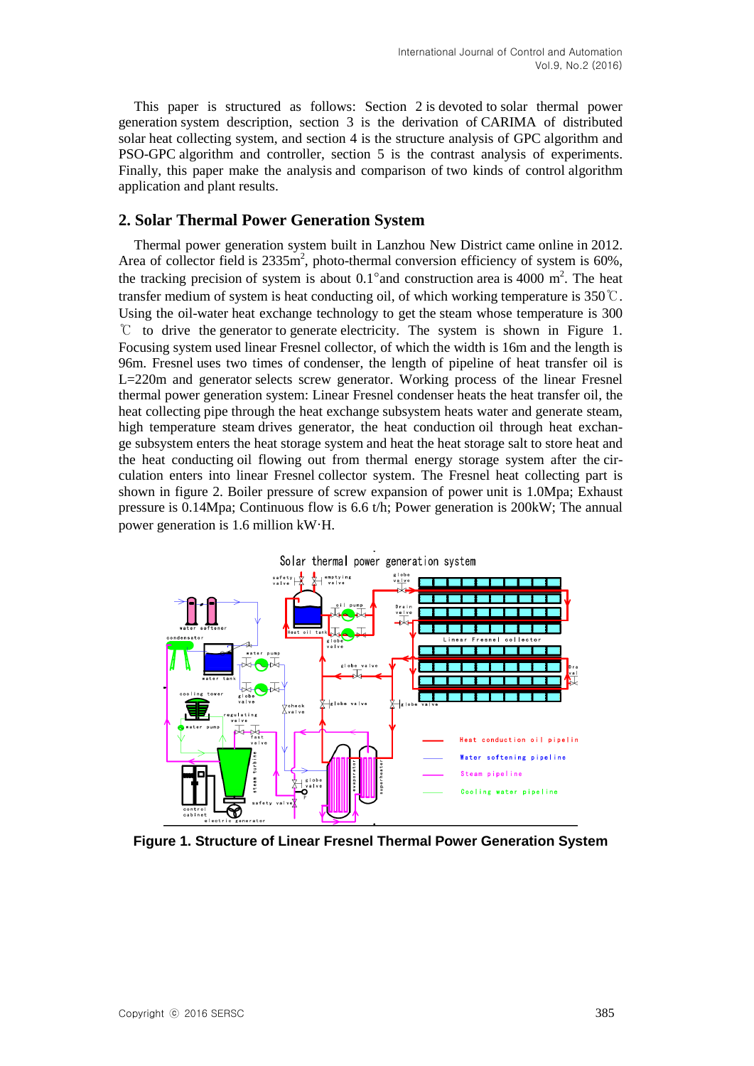This paper is structured as follows: Section 2 is devoted to solar thermal power generation system description, section 3 is the derivation of CARIMA of distributed solar heat collecting system, and section 4 is the structure analysis of GPC algorithm and PSO-GPC algorithm and controller, section 5 is the contrast analysis of experiments. Finally, this paper make the analysis and comparison of two kinds of control algorithm application and plant results.

## 2. Solar Thermal Power Generation System

Thermal power generation system built in Lanzhou New District came online in 2012. Area of collector field is 2335m$^2$, photo-thermal conversion efficiency of system is 60%, the tracking precision of system is about 0.1°and construction area is 4000 m$^2$. The heat transfer medium of system is heat conducting oil, of which working temperature is 350℃. Using the oil-water heat exchange technology to get the steam whose temperature is 300 ℃ to drive the generator to generate electricity. The system is shown in Figure 1. Focusing system used linear Fresnel collector, of which the width is 16m and the length is 96m. Fresnel uses two times of condenser, the length of pipeline of heat transfer oil is L=220m and generator selects screw generator. Working process of the linear Fresnel thermal power generation system: Linear Fresnel condenser heats the heat transfer oil, the heat collecting pipe through the heat exchange subsystem heats water and generate steam, high temperature steam drives generator, the heat conduction oil through heat exchange subsystem enters the heat storage system and heat the heat storage salt to store heat and the heat conducting oil flowing out from thermal energy storage system after the circulation enters into linear Fresnel collector system. The Fresnel heat collecting part is shown in figure 2. Boiler pressure of screw expansion of power unit is 1.0Mpa; Exhaust pressure is 0.14Mpa; Continuous flow is 6.6 t/h; Power generation is 200kW; The annual power generation is 1.6 million kW·H.

**Figure 1. Structure of Linear Fresnel Thermal Power Generation System**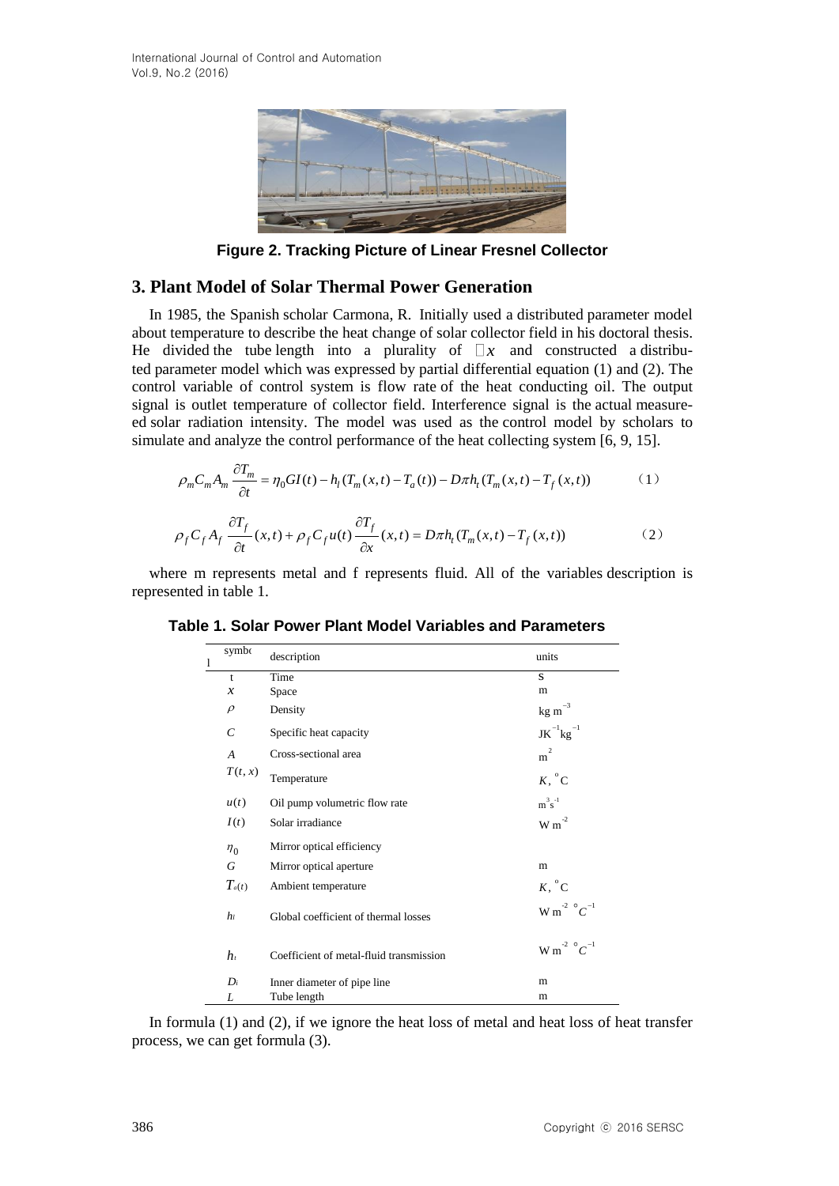Figure 2. Tracking Picture of Linear Fresnel Collector

## 3. Plant Model of Solar Thermal Power Generation

In 1985, the Spanish scholar Carmona, R. Initially used a distributed parameter model about temperature to describe the heat change of solar collector field in his doctoral thesis. He divided the tube length into a plurality of $\Delta x$ and constructed a distributed parameter model which was expressed by partial differential equation (1) and (2). The control variable of control system is flow rate of the heat conducting oil. The output signal is outlet temperature of collector field. Interference signal is the actual measured solar radiation intensity. The model was used as the control model by scholars to simulate and analyze the control performance of the heat collecting system [6, 9, 15].

$$\rho_m C_m A_m \frac{\partial T_m}{\partial t} = \eta_0 G I(t) - h_l (T_m(x,t) - T_a(t)) - D\pi h_t (T_m(x,t) - T_f(x,t)) \qquad (1)$$

$$\rho_f C_f A_f \frac{\partial T_f}{\partial t}(x,t) + \rho_f C_f u(t) \frac{\partial T_f}{\partial x}(x,t) = D\pi h_t (T_m(x,t) - T_f(x,t)) \qquad (2)$$

where m represents metal and f represents fluid. All of the variables description is represented in table 1.

**Table 1. Solar Power Plant Model Variables and Parameters**

| symbol | description | units |
|---|---|---|
| t | Time | s |
| $x$ | Space | m |
| $\rho$ | Density | $kg\ m^{-3}$ |
| $C$ | Specific heat capacity | $JK^{-1}kg^{-1}$ |
| $A$ | Cross-sectional area | $m^2$ |
| $T(t,x)$ | Temperature | $K$, $^{o}C$ |
| $u(t)$ | Oil pump volumetric flow rate | $m^3 s^{-1}$ |
| $I(t)$ | Solar irradiance | $W\ m^{-2}$ |
| $\eta_0$ | Mirror optical efficiency | |
| $G$ | Mirror optical aperture | m |
| $T_a(t)$ | Ambient temperature | $K$, $^{o}C$ |
| $h_l$ | Global coefficient of thermal losses | $W\ m^{-2}\ {}^{o}C^{-1}$ |
| $h_t$ | Coefficient of metal-fluid transmission | $W\ m^{-2}\ {}^{o}C^{-1}$ |
| $D_i$ | Inner diameter of pipe line | m |
| $L$ | Tube length | m |

In formula (1) and (2), if we ignore the heat loss of metal and heat loss of heat transfer process, we can get formula (3).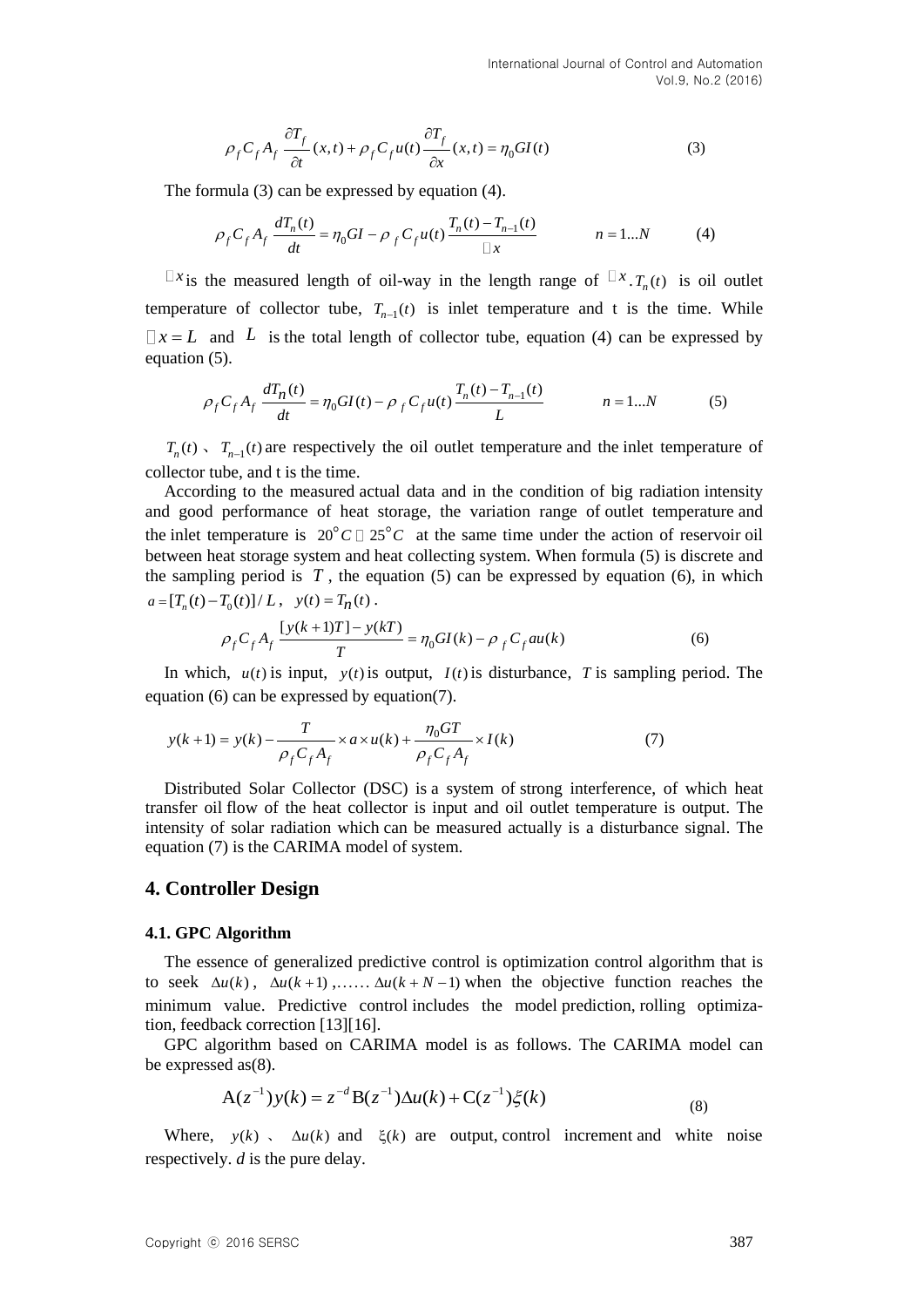$$\rho_f C_f A_f \frac{\partial T_f}{\partial t}(x,t) + \rho_f C_f u(t) \frac{\partial T_f}{\partial x}(x,t) = \eta_0 GI(t) \tag{3}$$

The formula (3) can be expressed by equation (4).

$$\rho_f C_f A_f \frac{dT_n(t)}{dt} = \eta_0 GI - \rho_f C_f u(t) \frac{T_n(t) - T_{n-1}(t)}{\Delta x} \qquad n = 1...N \tag{4}$$

$\Delta x$ is the measured length of oil-way in the length range of $\Delta x$. $T_n(t)$ is oil outlet temperature of collector tube, $T_{n-1}(t)$ is inlet temperature and t is the time. While $\Delta x = L$ and $L$ is the total length of collector tube, equation (4) can be expressed by equation (5).

$$\rho_f C_f A_f \frac{dT_n(t)}{dt} = \eta_0 GI(t) - \rho_f C_f u(t) \frac{T_n(t) - T_{n-1}(t)}{L} \qquad n = 1...N \tag{5}$$

$T_n(t)$ 、 $T_{n-1}(t)$ are respectively the oil outlet temperature and the inlet temperature of collector tube, and t is the time.

According to the measured actual data and in the condition of big radiation intensity and good performance of heat storage, the variation range of outlet temperature and the inlet temperature is $20^\circ C \sim 25^\circ C$ at the same time under the action of reservoir oil between heat storage system and heat collecting system. When formula (5) is discrete and the sampling period is $T$, the equation (5) can be expressed by equation (6), in which $a = [T_n(t) - T_0(t)]/L$, $y(t) = T_n(t)$.

$$\rho_f C_f A_f \frac{[y(k+1)T] - y(kT)}{T} = \eta_0 GI(k) - \rho_f C_f au(k) \tag{6}$$

In which, $u(t)$ is input, $y(t)$ is output, $I(t)$ is disturbance, $T$ is sampling period. The equation (6) can be expressed by equation(7).

$$y(k+1) = y(k) - \frac{T}{\rho_f C_f A_f} \times a \times u(k) + \frac{\eta_0 GT}{\rho_f C_f A_f} \times I(k) \tag{7}$$

Distributed Solar Collector (DSC) is a system of strong interference, of which heat transfer oil flow of the heat collector is input and oil outlet temperature is output. The intensity of solar radiation which can be measured actually is a disturbance signal. The equation (7) is the CARIMA model of system.

## 4. Controller Design

### 4.1. GPC Algorithm

The essence of generalized predictive control is optimization control algorithm that is to seek $\Delta u(k)$, $\Delta u(k+1)$ ,…… $\Delta u(k+N-1)$ when the objective function reaches the minimum value. Predictive control includes the model prediction, rolling optimization, feedback correction [13][16].

GPC algorithm based on CARIMA model is as follows. The CARIMA model can be expressed as(8).

$$A(z^{-1})y(k) = z^{-d}B(z^{-1})\Delta u(k) + C(z^{-1})\xi(k) \tag{8}$$

Where, $y(k)$ 、 $\Delta u(k)$ and $\xi(k)$ are output, control increment and white noise respectively. *d* is the pure delay.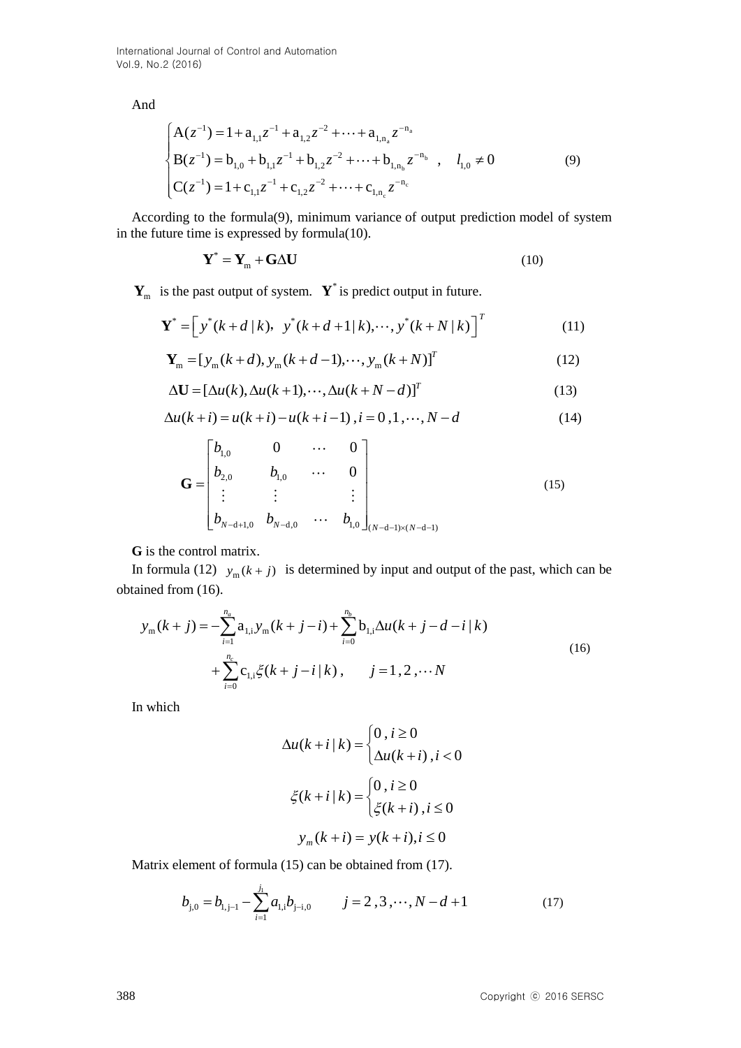And

$$
\begin{cases}
\mathrm{A}(z^{-1}) = 1 + \mathrm{a}_{1,1} z^{-1} + \mathrm{a}_{1,2} z^{-2} + \cdots + \mathrm{a}_{1,\mathrm{n_a}} z^{-\mathrm{n_a}} \\
\mathrm{B}(z^{-1}) = \mathrm{b}_{1,0} + \mathrm{b}_{1,1} z^{-1} + \mathrm{b}_{1,2} z^{-2} + \cdots + \mathrm{b}_{1,\mathrm{n_b}} z^{-\mathrm{n_b}} \quad , \quad l_{1,0} \neq 0 \\
\mathrm{C}(z^{-1}) = 1 + \mathrm{c}_{1,1} z^{-1} + \mathrm{c}_{1,2} z^{-2} + \cdots + \mathrm{c}_{1,\mathrm{n_c}} z^{-\mathrm{n_c}}
\end{cases}
\tag{9}
$$

According to the formula(9), minimum variance of output prediction model of system in the future time is expressed by formula(10).

$$
\mathbf{Y}^* = \mathbf{Y}_\mathrm{m} + \mathbf{G}\Delta\mathbf{U} \tag{10}
$$

$\mathbf{Y}_\mathrm{m}$ is the past output of system. $\mathbf{Y}^*$ is predict output in future.

$$
\mathbf{Y}^* = \left[ y^*(k+d \mid k),\ y^*(k+d+1 \mid k), \cdots, y^*(k+N \mid k) \right]^T \tag{11}
$$

$$
\mathbf{Y}_\mathrm{m} = [y_\mathrm{m}(k+d), y_\mathrm{m}(k+d-1), \cdots, y_\mathrm{m}(k+N)]^T \tag{12}
$$

$$
\Delta\mathbf{U} = [\Delta u(k), \Delta u(k+1), \cdots, \Delta u(k+N-d)]^T \tag{13}
$$

$$
\Delta u(k+i) = u(k+i) - u(k+i-1)\,, i = 0\,, 1\,, \cdots, N-d \tag{14}
$$

$$
\mathbf{G} = \begin{bmatrix}
b_{1,0} & 0 & \cdots & 0 \\
b_{2,0} & b_{1,0} & \cdots & 0 \\
\vdots & \vdots & & \vdots \\
b_{N-\mathrm{d}+1,0} & b_{N-\mathrm{d},0} & \cdots & b_{1,0}
\end{bmatrix}_{(N-\mathrm{d}-1)\times(N-\mathrm{d}-1)} \tag{15}
$$

**G** is the control matrix.

In formula (12) $y_\mathrm{m}(k+j)$ is determined by input and output of the past, which can be obtained from (16).

$$
\begin{aligned}
y_\mathrm{m}(k+j) = & -\sum_{i=1}^{n_a} \mathrm{a}_{1,\mathrm{i}} y_\mathrm{m}(k+j-i) + \sum_{i=0}^{n_b} \mathrm{b}_{1,\mathrm{i}} \Delta u(k+j-d-i \mid k) \\
& + \sum_{i=0}^{n_c} \mathrm{c}_{1,\mathrm{i}} \xi(k+j-i \mid k)\,, \qquad j = 1\,, 2\,, \cdots N
\end{aligned}
\tag{16}
$$

In which

$$
\Delta u(k+i \mid k) = \begin{cases} 0\,, i \geq 0 \\ \Delta u(k+i)\,, i < 0 \end{cases}
$$

$$
\xi(k+i \mid k) = \begin{cases} 0\,, i \geq 0 \\ \xi(k+i)\,, i \leq 0 \end{cases}
$$

$$
y_m(k+i) = y(k+i), i \leq 0
$$

Matrix element of formula (15) can be obtained from (17).

$$
b_{\mathrm{j},0} = b_{1,\mathrm{j}-1} - \sum_{i=1}^{j_1} a_{1,\mathrm{i}} b_{\mathrm{j}-\mathrm{i},0} \qquad j = 2\,, 3\,, \cdots, N-d+1 \tag{17}
$$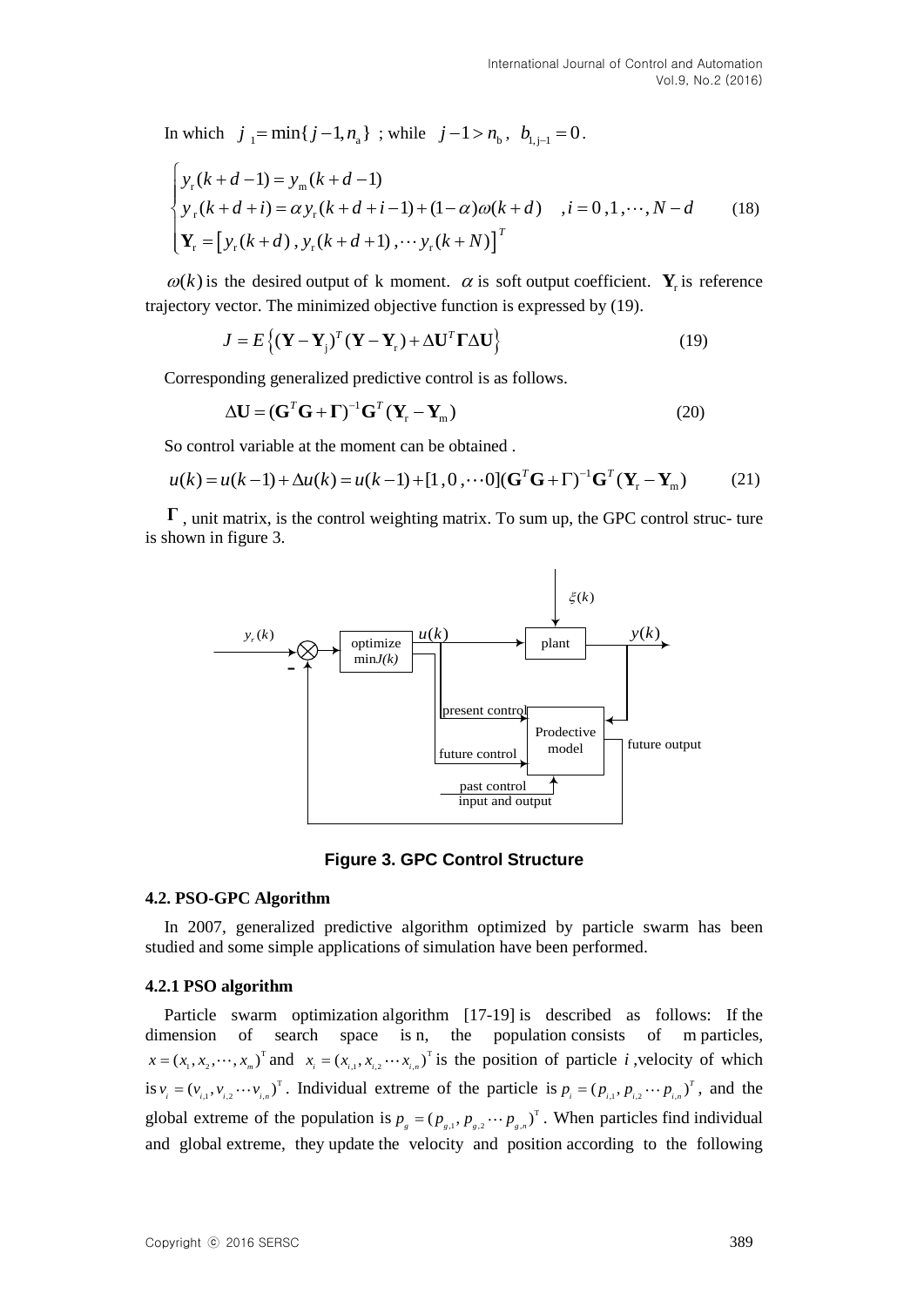In which $j_1 = \min\{j-1, n_a\}$ ; while $j-1 > n_b$, $b_{1,j-1} = 0$.

$$
\begin{cases}
y_r(k+d-1) = y_m(k+d-1) \\
y_r(k+d+i) = \alpha y_r(k+d+i-1) + (1-\alpha)\omega(k+d) \quad , i = 0, 1, \cdots, N-d \\
\mathbf{Y}_r = \left[ y_r(k+d), y_r(k+d+1), \cdots y_r(k+N) \right]^T
\end{cases} \tag{18}
$$

$\omega(k)$ is the desired output of k moment. $\alpha$ is soft output coefficient. $\mathbf{Y}_r$ is reference trajectory vector. The minimized objective function is expressed by (19).

$$
J = E\left\{ (\mathbf{Y} - \mathbf{Y}_j)^T (\mathbf{Y} - \mathbf{Y}_r) + \Delta\mathbf{U}^T \mathbf{\Gamma} \Delta\mathbf{U} \right\} \tag{19}
$$

Corresponding generalized predictive control is as follows.

$$
\Delta\mathbf{U} = (\mathbf{G}^T \mathbf{G} + \mathbf{\Gamma})^{-1} \mathbf{G}^T (\mathbf{Y}_r - \mathbf{Y}_m) \tag{20}
$$

So control variable at the moment can be obtained .

$$
u(k) = u(k-1) + \Delta u(k) = u(k-1) + [1, 0, \cdots 0](\mathbf{G}^T \mathbf{G} + \Gamma)^{-1} \mathbf{G}^T (\mathbf{Y}_r - \mathbf{Y}_m) \tag{21}
$$

$\mathbf{\Gamma}$ , unit matrix, is the control weighting matrix. To sum up, the GPC control struc- ture is shown in figure 3.

**Figure 3. GPC Control Structure**

### 4.2. PSO-GPC Algorithm

In 2007, generalized predictive algorithm optimized by particle swarm has been studied and some simple applications of simulation have been performed.

#### 4.2.1 PSO algorithm

Particle swarm optimization algorithm [17-19] is described as follows: If the dimension of search space is n, the population consists of m particles, $x = (x_1, x_2, \cdots, x_m)^T$ and $x_i = (x_{i,1}, x_{i,2} \cdots x_{i,n})^T$ is the position of particle $i$ ,velocity of which is $v_i = (v_{i,1}, v_{i,2} \cdots v_{i,n})^T$. Individual extreme of the particle is $p_i = (p_{i,1}, p_{i,2} \cdots p_{i,n})^T$, and the global extreme of the population is $p_g = (p_{g,1}, p_{g,2} \cdots p_{g,n})^T$. When particles find individual and global extreme, they update the velocity and position according to the following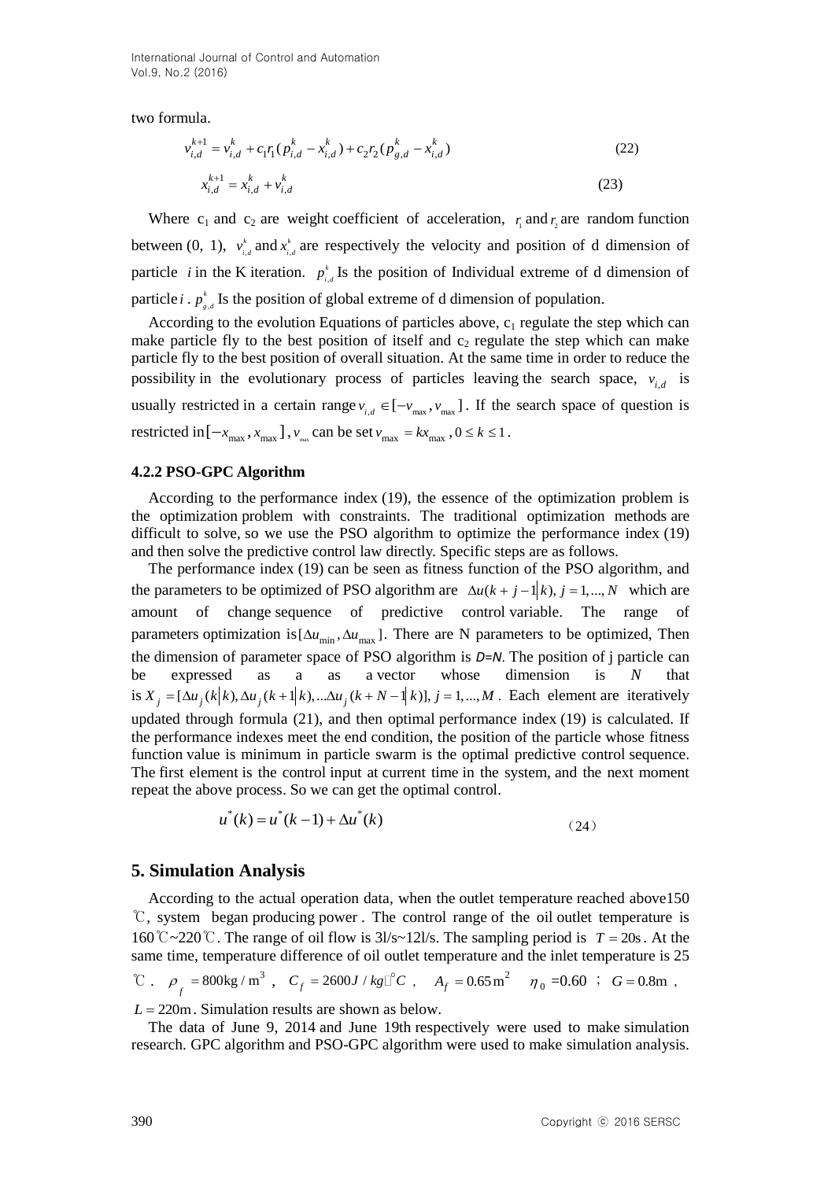two formula.

$$v_{i,d}^{k+1} = v_{i,d}^{k} + c_1 r_1 (p_{i,d}^{k} - x_{i,d}^{k}) + c_2 r_2 (p_{g,d}^{k} - x_{i,d}^{k}) \tag{22}$$

$$x_{i,d}^{k+1} = x_{i,d}^{k} + v_{i,d}^{k} \tag{23}$$

Where $c_1$ and $c_2$ are weight coefficient of acceleration, $r_1$ and $r_2$ are random function between (0, 1), $v_{i,d}^{k}$ and $x_{i,d}^{k}$ are respectively the velocity and position of d dimension of particle $i$ in the K iteration. $p_{i,d}^{k}$ Is the position of Individual extreme of d dimension of particle $i$ . $p_{g,d}^{k}$ Is the position of global extreme of d dimension of population.

According to the evolution Equations of particles above, $c_1$ regulate the step which can make particle fly to the best position of itself and $c_2$ regulate the step which can make particle fly to the best position of overall situation. At the same time in order to reduce the possibility in the evolutionary process of particles leaving the search space, $v_{i,d}$ is usually restricted in a certain range $v_{i,d} \in [-v_{\max}, v_{\max}]$. If the search space of question is restricted in $[-x_{\max}, x_{\max}]$, $v_{\max}$ can be set $v_{\max} = kx_{\max}$, $0 \le k \le 1$.

### 4.2.2 PSO-GPC Algorithm

According to the performance index (19), the essence of the optimization problem is the optimization problem with constraints. The traditional optimization methods are difficult to solve, so we use the PSO algorithm to optimize the performance index (19) and then solve the predictive control law directly. Specific steps are as follows.

The performance index (19) can be seen as fitness function of the PSO algorithm, and the parameters to be optimized of PSO algorithm are $\Delta u(k+j-1|k), j = 1,...,N$ which are amount of change sequence of predictive control variable. The range of parameters optimization is $[\Delta u_{\min}, \Delta u_{\max}]$. There are N parameters to be optimized, Then the dimension of parameter space of PSO algorithm is $D=N$. The position of j particle can be expressed as a as a vector whose dimension is $N$ that is $X_j = [\Delta u_j(k|k), \Delta u_j(k+1|k), ...\Delta u_j(k+N-1|k)], j = 1,...,M$ . Each element are iteratively updated through formula (21), and then optimal performance index (19) is calculated. If the performance indexes meet the end condition, the position of the particle whose fitness function value is minimum in particle swarm is the optimal predictive control sequence. The first element is the control input at current time in the system, and the next moment repeat the above process. So we can get the optimal control.

$$u^*(k) = u^*(k-1) + \Delta u^*(k) \tag{24}$$

## 5. Simulation Analysis

According to the actual operation data, when the outlet temperature reached above150 ℃, system began producing power . The control range of the oil outlet temperature is 160℃~220℃. The range of oil flow is 3l/s~12l/s. The sampling period is $T = 20\text{s}$. At the same time, temperature difference of oil outlet temperature and the inlet temperature is 25 ℃ . $\rho_f = 800\text{kg}/\text{m}^3$ , $C_f = 2600 J/kg{\cdot}^{\circ}C$ , $A_f = 0.65\,\text{m}^2$ $\eta_0 = 0.60$ ; $G = 0.8\text{m}$ , $L = 220\text{m}$. Simulation results are shown as below.

The data of June 9, 2014 and June 19th respectively were used to make simulation research. GPC algorithm and PSO-GPC algorithm were used to make simulation analysis.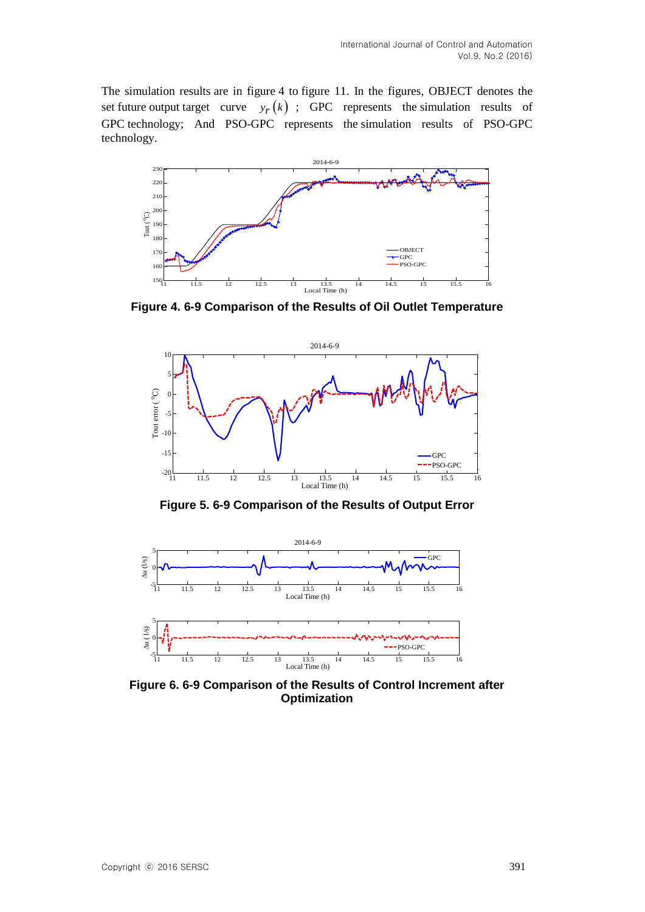The simulation results are in figure 4 to figure 11. In the figures, OBJECT denotes the set future output target curve $y_r(k)$ ; GPC represents the simulation results of GPC technology; And PSO-GPC represents the simulation results of PSO-GPC technology.

**Figure 4. 6-9 Comparison of the Results of Oil Outlet Temperature**

**Figure 5. 6-9 Comparison of the Results of Output Error**

**Figure 6. 6-9 Comparison of the Results of Control Increment after Optimization**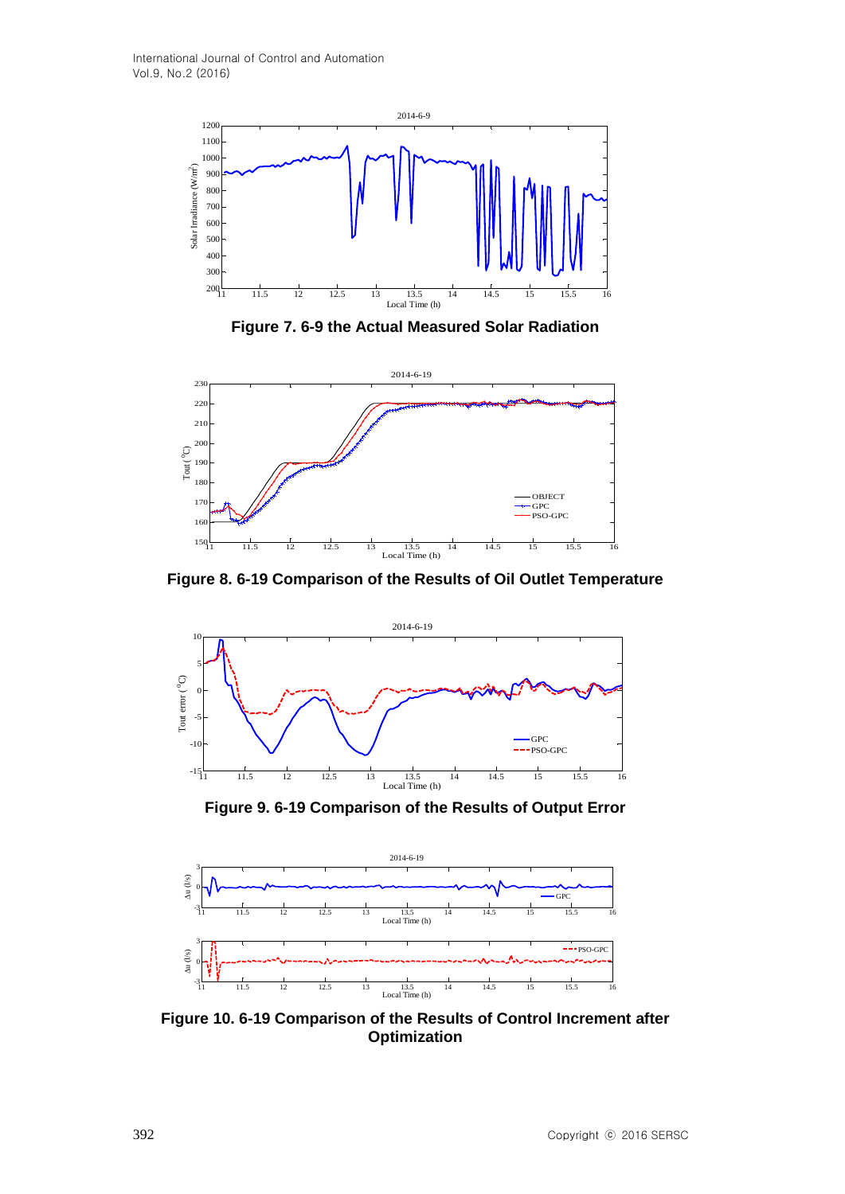**Figure 7. 6-9 the Actual Measured Solar Radiation**

**Figure 8. 6-19 Comparison of the Results of Oil Outlet Temperature**

**Figure 9. 6-19 Comparison of the Results of Output Error**

**Figure 10. 6-19 Comparison of the Results of Control Increment after Optimization**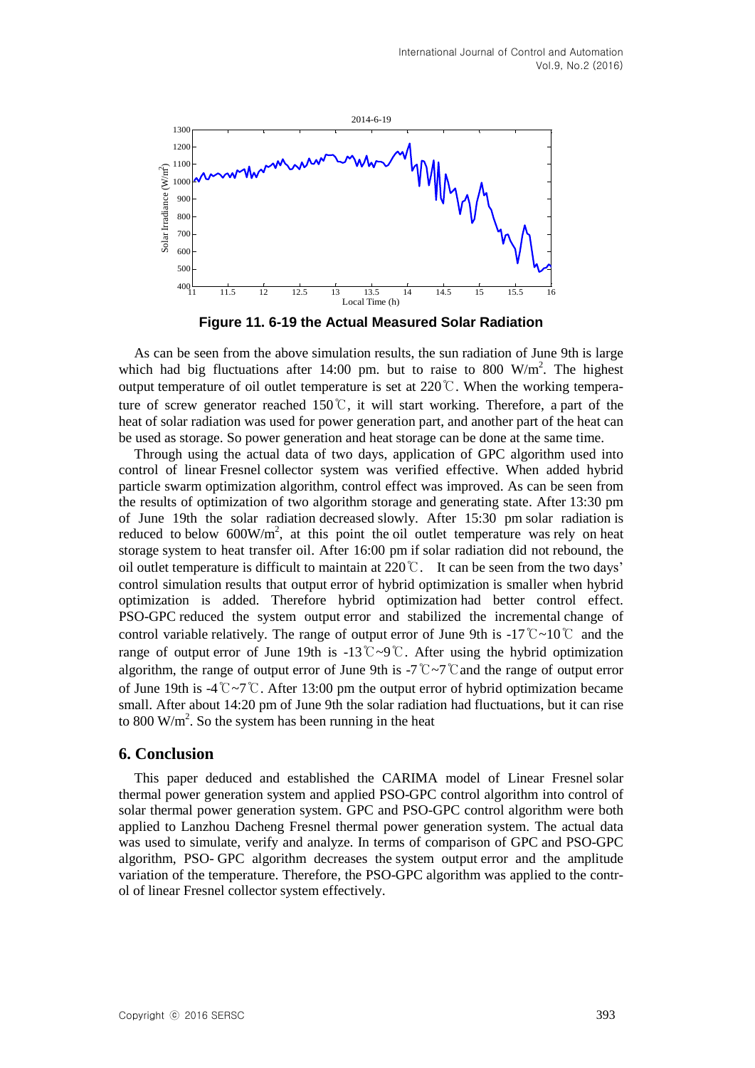**Figure 11. 6-19 the Actual Measured Solar Radiation**

As can be seen from the above simulation results, the sun radiation of June 9th is large which had big fluctuations after 14:00 pm. but to raise to 800 W/m$^2$. The highest output temperature of oil outlet temperature is set at 220℃. When the working temperature of screw generator reached 150℃, it will start working. Therefore, a part of the heat of solar radiation was used for power generation part, and another part of the heat can be used as storage. So power generation and heat storage can be done at the same time.

Through using the actual data of two days, application of GPC algorithm used into control of linear Fresnel collector system was verified effective. When added hybrid particle swarm optimization algorithm, control effect was improved. As can be seen from the results of optimization of two algorithm storage and generating state. After 13:30 pm of June 19th the solar radiation decreased slowly. After 15:30 pm solar radiation is reduced to below 600W/m$^2$, at this point the oil outlet temperature was rely on heat storage system to heat transfer oil. After 16:00 pm if solar radiation did not rebound, the oil outlet temperature is difficult to maintain at 220℃. It can be seen from the two days' control simulation results that output error of hybrid optimization is smaller when hybrid optimization is added. Therefore hybrid optimization had better control effect. PSO-GPC reduced the system output error and stabilized the incremental change of control variable relatively. The range of output error of June 9th is -17℃~10℃ and the range of output error of June 19th is -13℃~9℃. After using the hybrid optimization algorithm, the range of output error of June 9th is -7℃~7℃and the range of output error of June 19th is -4℃~7℃. After 13:00 pm the output error of hybrid optimization became small. After about 14:20 pm of June 9th the solar radiation had fluctuations, but it can rise to 800 W/m$^2$. So the system has been running in the heat

## 6. Conclusion

This paper deduced and established the CARIMA model of Linear Fresnel solar thermal power generation system and applied PSO-GPC control algorithm into control of solar thermal power generation system. GPC and PSO-GPC control algorithm were both applied to Lanzhou Dacheng Fresnel thermal power generation system. The actual data was used to simulate, verify and analyze. In terms of comparison of GPC and PSO-GPC algorithm, PSO- GPC algorithm decreases the system output error and the amplitude variation of the temperature. Therefore, the PSO-GPC algorithm was applied to the control of linear Fresnel collector system effectively.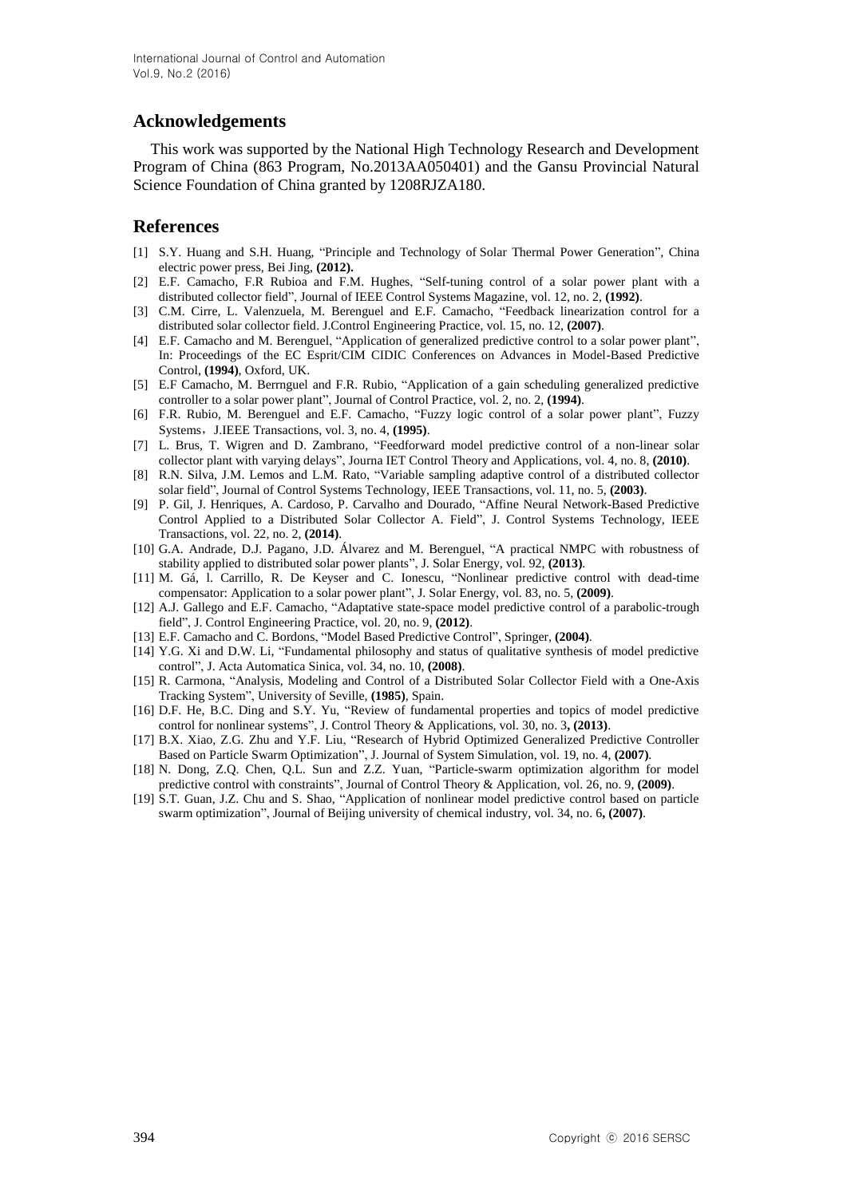## Acknowledgements

This work was supported by the National High Technology Research and Development Program of China (863 Program, No.2013AA050401) and the Gansu Provincial Natural Science Foundation of China granted by 1208RJZA180.

## References

[1] S.Y. Huang and S.H. Huang, "Principle and Technology of Solar Thermal Power Generation", China electric power press, Bei Jing, **(2012).**

[2] E.F. Camacho, F.R Rubioa and F.M. Hughes, "Self-tuning control of a solar power plant with a distributed collector field", Journal of IEEE Control Systems Magazine, vol. 12, no. 2, **(1992)**.

[3] C.M. Cirre, L. Valenzuela, M. Berenguel and E.F. Camacho, "Feedback linearization control for a distributed solar collector field. J.Control Engineering Practice, vol. 15, no. 12, **(2007)**.

[4] E.F. Camacho and M. Berenguel, "Application of generalized predictive control to a solar power plant", In: Proceedings of the EC Esprit/CIM CIDIC Conferences on Advances in Model-Based Predictive Control, **(1994)**, Oxford, UK.

[5] E.F Camacho, M. Berrnguel and F.R. Rubio, "Application of a gain scheduling generalized predictive controller to a solar power plant", Journal of Control Practice, vol. 2, no. 2, **(1994)**.

[6] F.R. Rubio, M. Berenguel and E.F. Camacho, "Fuzzy logic control of a solar power plant", Fuzzy Systems，J.IEEE Transactions, vol. 3, no. 4, **(1995)**.

[7] L. Brus, T. Wigren and D. Zambrano, "Feedforward model predictive control of a non-linear solar collector plant with varying delays", Journa IET Control Theory and Applications, vol. 4, no. 8, **(2010)**.

[8] R.N. Silva, J.M. Lemos and L.M. Rato, "Variable sampling adaptive control of a distributed collector solar field", Journal of Control Systems Technology, IEEE Transactions, vol. 11, no. 5, **(2003)**.

[9] P. Gil, J. Henriques, A. Cardoso, P. Carvalho and Dourado, "Affine Neural Network-Based Predictive Control Applied to a Distributed Solar Collector A. Field", J. Control Systems Technology, IEEE Transactions, vol. 22, no. 2, **(2014)**.

[10] G.A. Andrade, D.J. Pagano, J.D. Álvarez and M. Berenguel, "A practical NMPC with robustness of stability applied to distributed solar power plants", J. Solar Energy, vol. 92, **(2013)**.

[11] M. Gá, l. Carrillo, R. De Keyser and C. Ionescu, "Nonlinear predictive control with dead-time compensator: Application to a solar power plant", J. Solar Energy, vol. 83, no. 5, **(2009)**.

[12] A.J. Gallego and E.F. Camacho, "Adaptative state-space model predictive control of a parabolic-trough field", J. Control Engineering Practice, vol. 20, no. 9, **(2012)**.

[13] E.F. Camacho and C. Bordons, "Model Based Predictive Control", Springer, **(2004)**.

[14] Y.G. Xi and D.W. Li, "Fundamental philosophy and status of qualitative synthesis of model predictive control", J. Acta Automatica Sinica, vol. 34, no. 10, **(2008)**.

[15] R. Carmona, "Analysis, Modeling and Control of a Distributed Solar Collector Field with a One-Axis Tracking System", University of Seville, **(1985)**, Spain.

[16] D.F. He, B.C. Ding and S.Y. Yu, "Review of fundamental properties and topics of model predictive control for nonlinear systems", J. Control Theory & Applications, vol. 30, no. 3**, (2013)**.

[17] B.X. Xiao, Z.G. Zhu and Y.F. Liu, "Research of Hybrid Optimized Generalized Predictive Controller Based on Particle Swarm Optimization", J. Journal of System Simulation, vol. 19, no. 4, **(2007)**.

[18] N. Dong, Z.Q. Chen, Q.L. Sun and Z.Z. Yuan, "Particle-swarm optimization algorithm for model predictive control with constraints", Journal of Control Theory & Application, vol. 26, no. 9, **(2009)**.

[19] S.T. Guan, J.Z. Chu and S. Shao, "Application of nonlinear model predictive control based on particle swarm optimization", Journal of Beijing university of chemical industry, vol. 34, no. 6**, (2007)**.